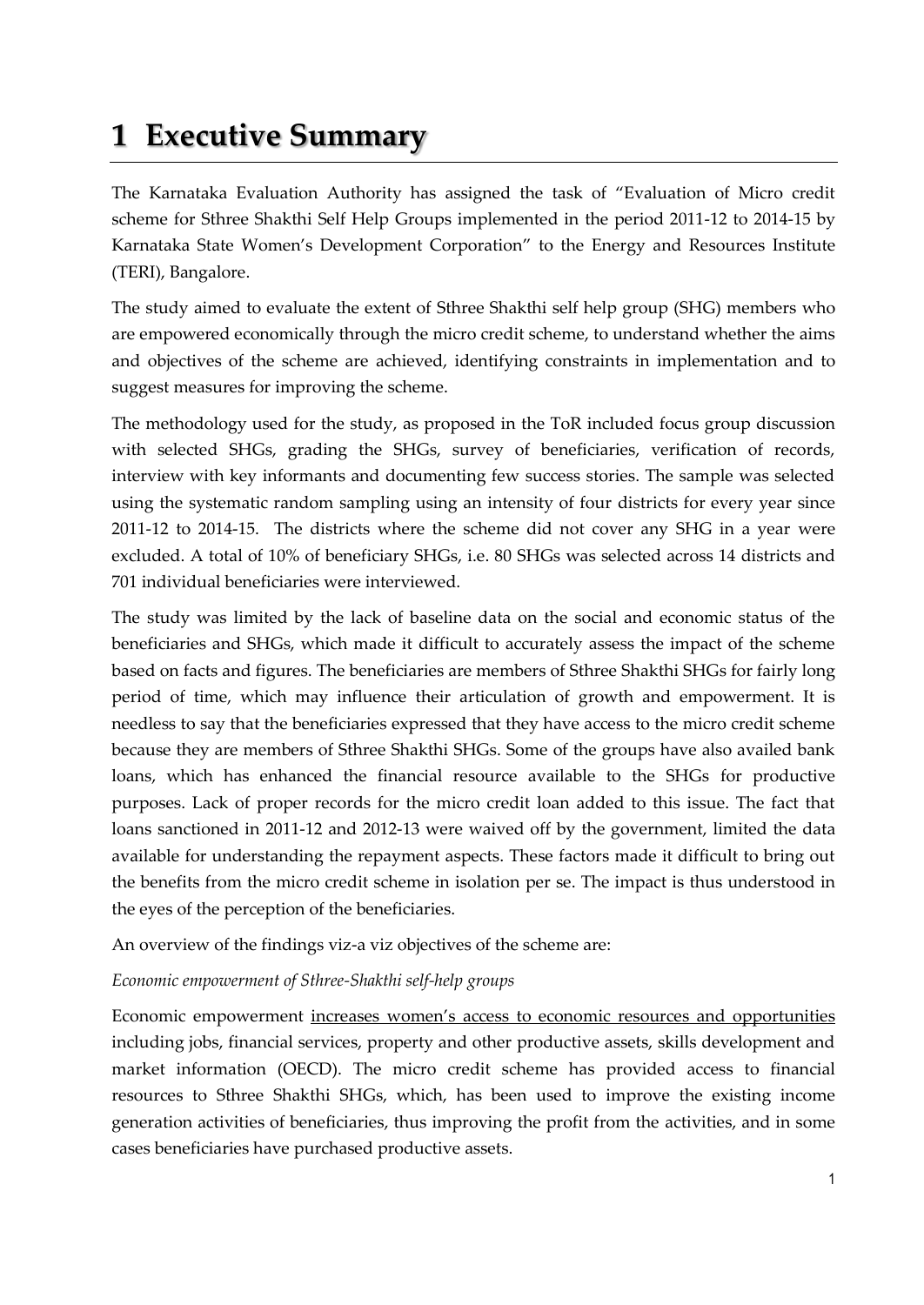# 1 Executive Summary

The Karnataka Evaluation Authority has assigned the task of "Evaluation of Micro credit scheme for Sthree Shakthi Self Help Groups implemented in the period 2011-12 to 2014-15 by Karnataka State Women's Development Corporation" to the Energy and Resources Institute (TERI), Bangalore.

The study aimed to evaluate the extent of Sthree Shakthi self help group (SHG) members who are empowered economically through the micro credit scheme, to understand whether the aims and objectives of the scheme are achieved, identifying constraints in implementation and to suggest measures for improving the scheme.

The methodology used for the study, as proposed in the ToR included focus group discussion with selected SHGs, grading the SHGs, survey of beneficiaries, verification of records, interview with key informants and documenting few success stories. The sample was selected using the systematic random sampling using an intensity of four districts for every year since 2011-12 to 2014-15. The districts where the scheme did not cover any SHG in a year were excluded. A total of 10% of beneficiary SHGs, i.e. 80 SHGs was selected across 14 districts and 701 individual beneficiaries were interviewed.

The study was limited by the lack of baseline data on the social and economic status of the beneficiaries and SHGs, which made it difficult to accurately assess the impact of the scheme based on facts and figures. The beneficiaries are members of Sthree Shakthi SHGs for fairly long period of time, which may influence their articulation of growth and empowerment. It is needless to say that the beneficiaries expressed that they have access to the micro credit scheme because they are members of Sthree Shakthi SHGs. Some of the groups have also availed bank loans, which has enhanced the financial resource available to the SHGs for productive purposes. Lack of proper records for the micro credit loan added to this issue. The fact that loans sanctioned in 2011-12 and 2012-13 were waived off by the government, limited the data available for understanding the repayment aspects. These factors made it difficult to bring out the benefits from the micro credit scheme in isolation per se. The impact is thus understood in the eyes of the perception of the beneficiaries.

An overview of the findings viz-a viz objectives of the scheme are:

*Economic empowerment of Sthree-Shakthi self-help groups*

Economic empowerment increases women's access to economic resources and opportunities including jobs, financial services, property and other productive assets, skills development and market information (OECD). The micro credit scheme has provided access to financial resources to Sthree Shakthi SHGs, which, has been used to improve the existing income generation activities of beneficiaries, thus improving the profit from the activities, and in some cases beneficiaries have purchased productive assets.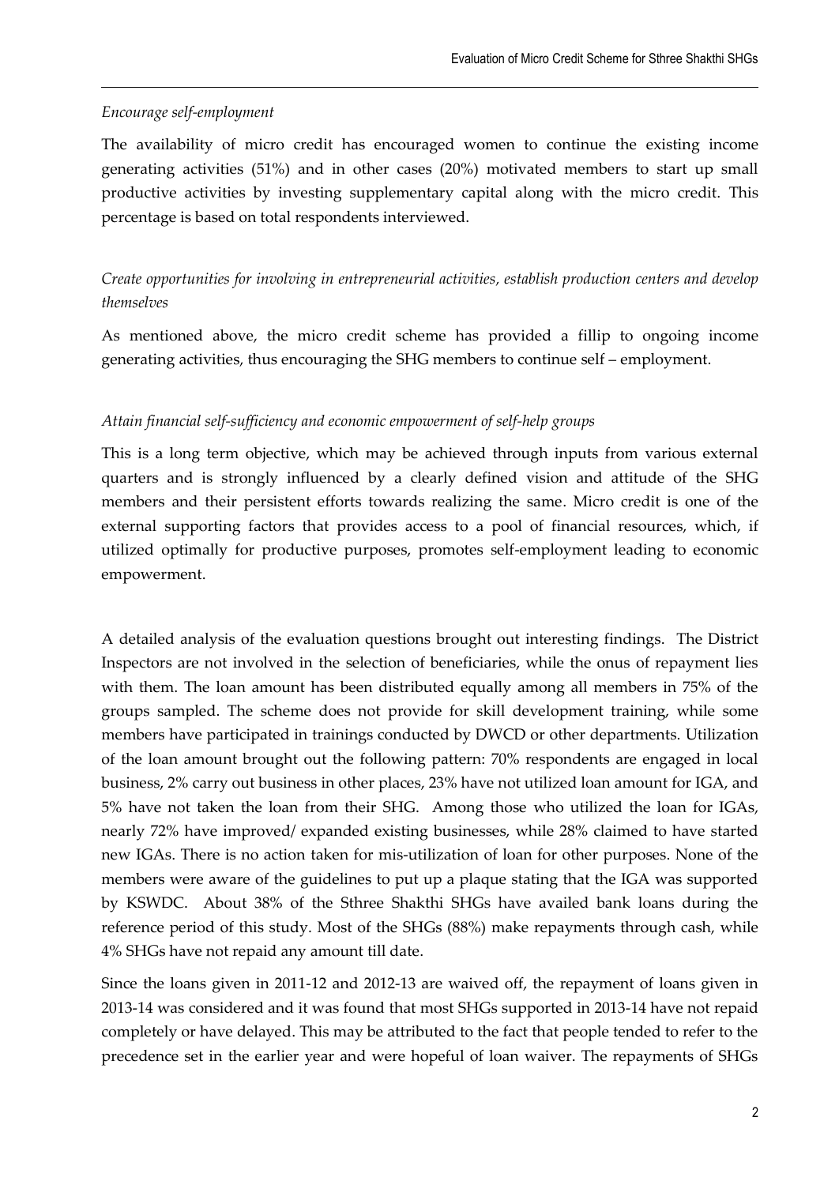*Encourage self-employment*

The availability of micro credit has encouraged women to continue the existing income generating activities (51%) and in other cases (20%) motivated members to start up small productive activities by investing supplementary capital along with the micro credit. This percentage is based on total respondents interviewed.

*Create opportunities for involving in entrepreneurial activities, establish production centers and develop themselves*

As mentioned above, the micro credit scheme has provided a fillip to ongoing income generating activities, thus encouraging the SHG members to continue self – employment.

*Attain financial self-sufficiency and economic empowerment of self-help groups*

This is a long term objective, which may be achieved through inputs from various external quarters and is strongly influenced by a clearly defined vision and attitude of the SHG members and their persistent efforts towards realizing the same. Micro credit is one of the external supporting factors that provides access to a pool of financial resources, which, if utilized optimally for productive purposes, promotes self-employment leading to economic empowerment.

A detailed analysis of the evaluation questions brought out interesting findings. The District Inspectors are not involved in the selection of beneficiaries, while the onus of repayment lies with them. The loan amount has been distributed equally among all members in 75% of the groups sampled. The scheme does not provide for skill development training, while some members have participated in trainings conducted by DWCD or other departments. Utilization of the loan amount brought out the following pattern: 70% respondents are engaged in local business, 2% carry out business in other places, 23% have not utilized loan amount for IGA, and 5% have not taken the loan from their SHG. Among those who utilized the loan for IGAs, nearly 72% have improved/ expanded existing businesses, while 28% claimed to have started new IGAs. There is no action taken for mis-utilization of loan for other purposes. None of the members were aware of the guidelines to put up a plaque stating that the IGA was supported by KSWDC. About 38% of the Sthree Shakthi SHGs have availed bank loans during the reference period of this study. Most of the SHGs (88%) make repayments through cash, while 4% SHGs have not repaid any amount till date.

Since the loans given in 2011-12 and 2012-13 are waived off, the repayment of loans given in 2013-14 was considered and it was found that most SHGs supported in 2013-14 have not repaid completely or have delayed. This may be attributed to the fact that people tended to refer to the precedence set in the earlier year and were hopeful of loan waiver. The repayments of SHGs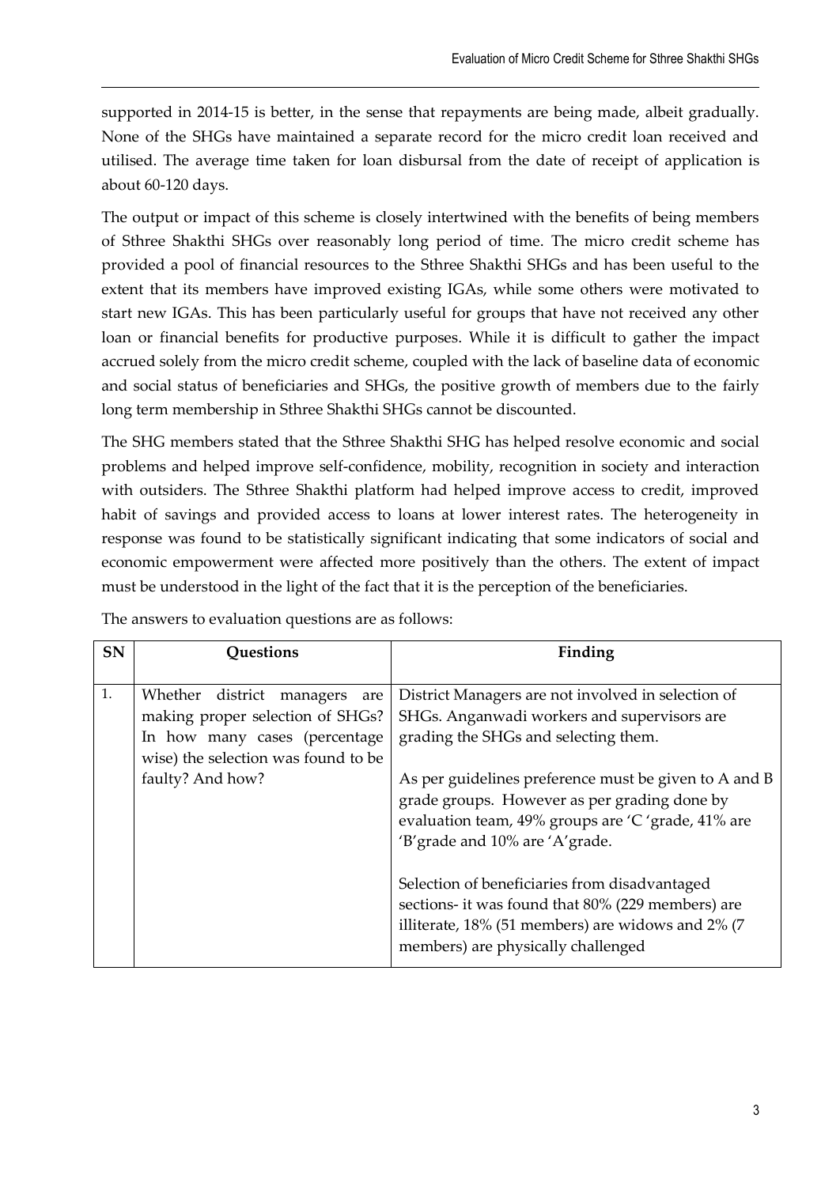supported in 2014-15 is better, in the sense that repayments are being made, albeit gradually. None of the SHGs have maintained a separate record for the micro credit loan received and utilised. The average time taken for loan disbursal from the date of receipt of application is about 60-120 days.

The output or impact of this scheme is closely intertwined with the benefits of being members of Sthree Shakthi SHGs over reasonably long period of time. The micro credit scheme has provided a pool of financial resources to the Sthree Shakthi SHGs and has been useful to the extent that its members have improved existing IGAs, while some others were motivated to start new IGAs. This has been particularly useful for groups that have not received any other loan or financial benefits for productive purposes. While it is difficult to gather the impact accrued solely from the micro credit scheme, coupled with the lack of baseline data of economic and social status of beneficiaries and SHGs, the positive growth of members due to the fairly long term membership in Sthree Shakthi SHGs cannot be discounted.

The SHG members stated that the Sthree Shakthi SHG has helped resolve economic and social problems and helped improve self-confidence, mobility, recognition in society and interaction with outsiders. The Sthree Shakthi platform had helped improve access to credit, improved habit of savings and provided access to loans at lower interest rates. The heterogeneity in response was found to be statistically significant indicating that some indicators of social and economic empowerment were affected more positively than the others. The extent of impact must be understood in the light of the fact that it is the perception of the beneficiaries.

The answers to evaluation questions are as follows:

| SN | Questions | Finding |
|---|---|---|
| 1. | Whether district managers are making proper selection of SHGs? In how many cases (percentage wise) the selection was found to be faulty? And how? | District Managers are not involved in selection of SHGs. Anganwadi workers and supervisors are grading the SHGs and selecting them.<br><br>As per guidelines preference must be given to A and B grade groups. However as per grading done by evaluation team, 49% groups are 'C 'grade, 41% are 'B'grade and 10% are 'A'grade.<br><br>Selection of beneficiaries from disadvantaged sections- it was found that 80% (229 members) are illiterate, 18% (51 members) are widows and 2% (7 members) are physically challenged |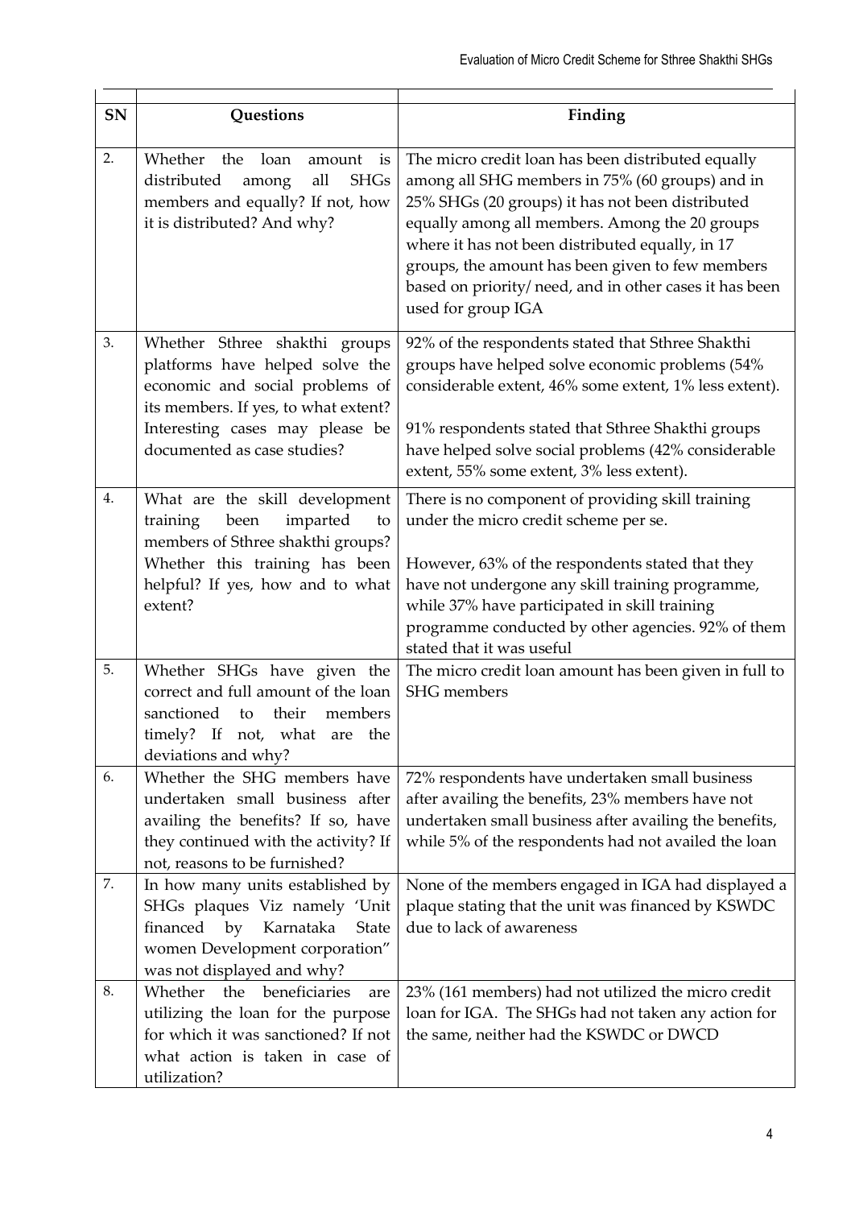| SN | Questions | Finding |
|---|---|---|
| 2. | Whether the loan amount is distributed among all SHGs members and equally? If not, how it is distributed? And why? | The micro credit loan has been distributed equally among all SHG members in 75% (60 groups) and in 25% SHGs (20 groups) it has not been distributed equally among all members. Among the 20 groups where it has not been distributed equally, in 17 groups, the amount has been given to few members based on priority/ need, and in other cases it has been used for group IGA |
| 3. | Whether Sthree shakthi groups platforms have helped solve the economic and social problems of its members. If yes, to what extent? Interesting cases may please be documented as case studies? | 92% of the respondents stated that Sthree Shakthi groups have helped solve economic problems (54% considerable extent, 46% some extent, 1% less extent).<br><br>91% respondents stated that Sthree Shakthi groups have helped solve social problems (42% considerable extent, 55% some extent, 3% less extent). |
| 4. | What are the skill development training been imparted to members of Sthree shakthi groups? Whether this training has been helpful? If yes, how and to what extent? | There is no component of providing skill training under the micro credit scheme per se.<br><br>However, 63% of the respondents stated that they have not undergone any skill training programme, while 37% have participated in skill training programme conducted by other agencies. 92% of them stated that it was useful |
| 5. | Whether SHGs have given the correct and full amount of the loan sanctioned to their members timely? If not, what are the deviations and why? | The micro credit loan amount has been given in full to SHG members |
| 6. | Whether the SHG members have undertaken small business after availing the benefits? If so, have they continued with the activity? If not, reasons to be furnished? | 72% respondents have undertaken small business after availing the benefits, 23% members have not undertaken small business after availing the benefits, while 5% of the respondents had not availed the loan |
| 7. | In how many units established by SHGs plaques Viz namely 'Unit financed by Karnataka State women Development corporation" was not displayed and why? | None of the members engaged in IGA had displayed a plaque stating that the unit was financed by KSWDC due to lack of awareness |
| 8. | Whether the beneficiaries are utilizing the loan for the purpose for which it was sanctioned? If not what action is taken in case of utilization? | 23% (161 members) had not utilized the micro credit loan for IGA. The SHGs had not taken any action for the same, neither had the KSWDC or DWCD |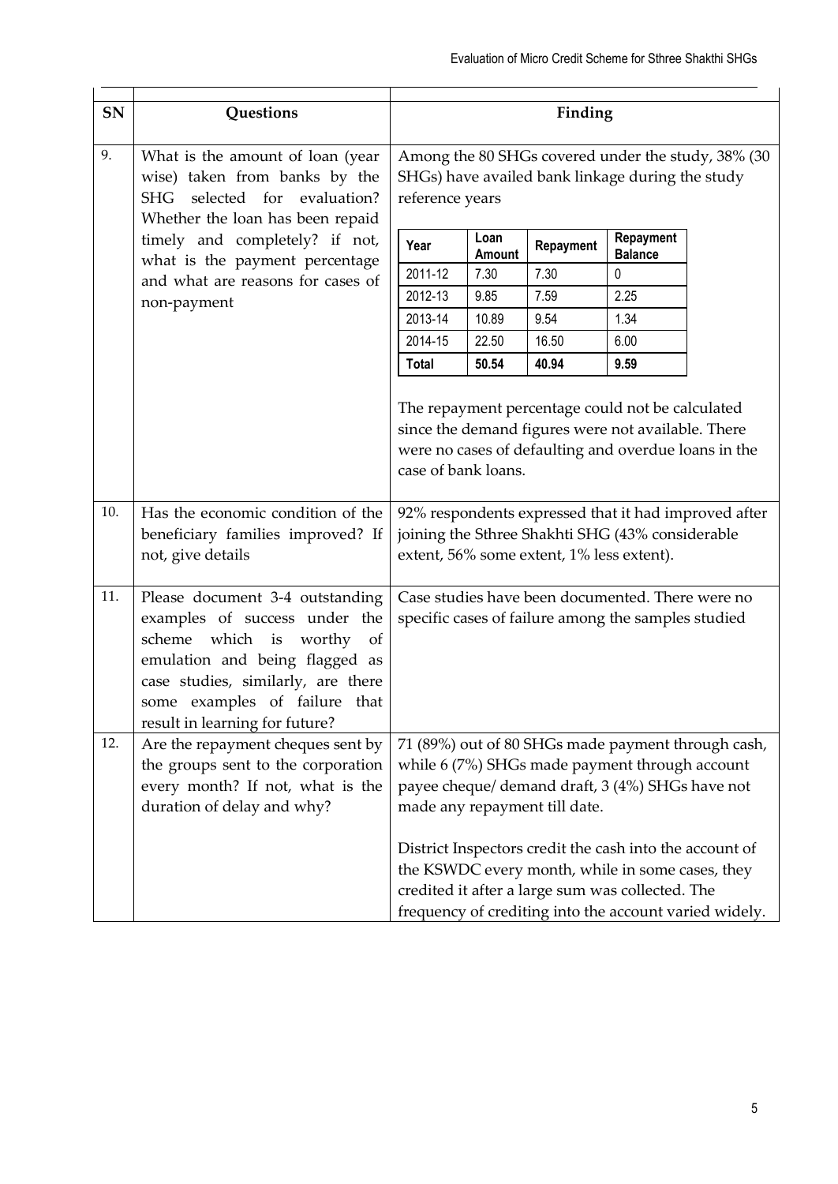| SN | Questions | Finding |
|---|---|---|
| 9. | What is the amount of loan (year wise) taken from banks by the SHG selected for evaluation? Whether the loan has been repaid timely and completely? if not, what is the payment percentage and what are reasons for cases of non-payment | Among the 80 SHGs covered under the study, 38% (30 SHGs) have availed bank linkage during the study reference years<br><br>Year \| Loan Amount \| Repayment \| Repayment Balance<br>2011-12 \| 7.30 \| 7.30 \| 0<br>2012-13 \| 9.85 \| 7.59 \| 2.25<br>2013-14 \| 10.89 \| 9.54 \| 1.34<br>2014-15 \| 22.50 \| 16.50 \| 6.00<br>**Total** \| **50.54** \| **40.94** \| **9.59**<br><br>The repayment percentage could not be calculated since the demand figures were not available. There were no cases of defaulting and overdue loans in the case of bank loans. |
| 10. | Has the economic condition of the beneficiary families improved? If not, give details | 92% respondents expressed that it had improved after joining the Sthree Shakhti SHG (43% considerable extent, 56% some extent, 1% less extent). |
| 11. | Please document 3-4 outstanding examples of success under the scheme which is worthy of emulation and being flagged as case studies, similarly, are there some examples of failure that result in learning for future? | Case studies have been documented. There were no specific cases of failure among the samples studied |
| 12. | Are the repayment cheques sent by the groups sent to the corporation every month? If not, what is the duration of delay and why? | 71 (89%) out of 80 SHGs made payment through cash, while 6 (7%) SHGs made payment through account payee cheque/ demand draft, 3 (4%) SHGs have not made any repayment till date.<br><br>District Inspectors credit the cash into the account of the KSWDC every month, while in some cases, they credited it after a large sum was collected. The frequency of crediting into the account varied widely. |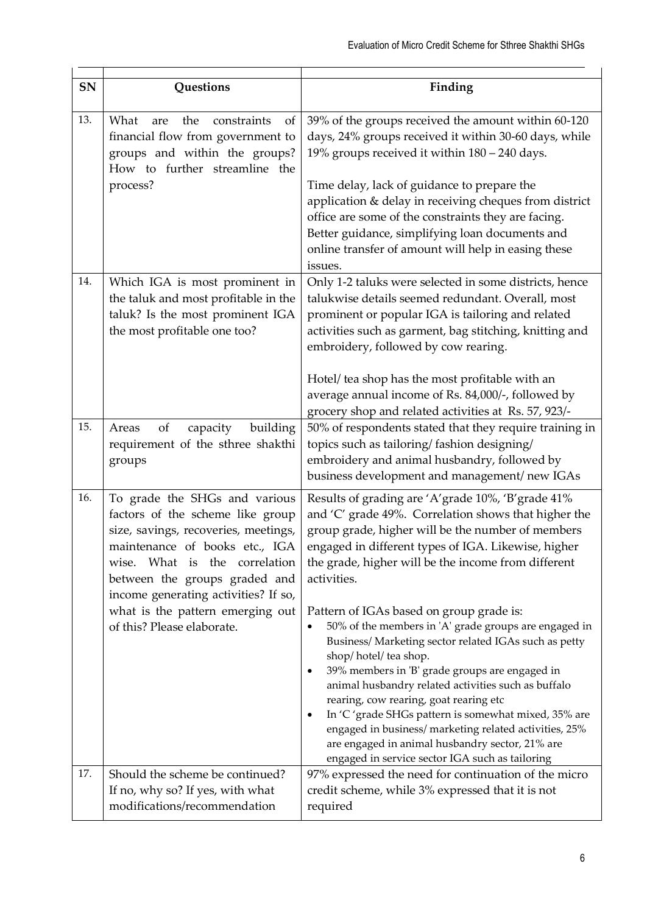| SN | Questions | Finding |
|---|---|---|
| 13. | What are the constraints of financial flow from government to groups and within the groups? How to further streamline the process? | 39% of the groups received the amount within 60-120 days, 24% groups received it within 30-60 days, while 19% groups received it within 180 – 240 days.<br><br>Time delay, lack of guidance to prepare the application & delay in receiving cheques from district office are some of the constraints they are facing. Better guidance, simplifying loan documents and online transfer of amount will help in easing these issues. |
| 14. | Which IGA is most prominent in the taluk and most profitable in the taluk? Is the most prominent IGA the most profitable one too? | Only 1-2 taluks were selected in some districts, hence talukwise details seemed redundant. Overall, most prominent or popular IGA is tailoring and related activities such as garment, bag stitching, knitting and embroidery, followed by cow rearing.<br><br>Hotel/ tea shop has the most profitable with an average annual income of Rs. 84,000/-, followed by grocery shop and related activities at Rs. 57, 923/- |
| 15. | Areas of capacity building requirement of the sthree shakthi groups | 50% of respondents stated that they require training in topics such as tailoring/ fashion designing/ embroidery and animal husbandry, followed by business development and management/ new IGAs |
| 16. | To grade the SHGs and various factors of the scheme like group size, savings, recoveries, meetings, maintenance of books etc., IGA wise. What is the correlation between the groups graded and income generating activities? If so, what is the pattern emerging out of this? Please elaborate. | Results of grading are 'A'grade 10%, 'B'grade 41% and 'C' grade 49%. Correlation shows that higher the group grade, higher will be the number of members engaged in different types of IGA. Likewise, higher the grade, higher will be the income from different activities.<br><br>Pattern of IGAs based on group grade is:<br>• 50% of the members in 'A' grade groups are engaged in Business/ Marketing sector related IGAs such as petty shop/ hotel/ tea shop.<br>• 39% members in 'B' grade groups are engaged in animal husbandry related activities such as buffalo rearing, cow rearing, goat rearing etc<br>• In 'C 'grade SHGs pattern is somewhat mixed, 35% are engaged in business/ marketing related activities, 25% are engaged in animal husbandry sector, 21% are engaged in service sector IGA such as tailoring |
| 17. | Should the scheme be continued? If no, why so? If yes, with what modifications/recommendation | 97% expressed the need for continuation of the micro credit scheme, while 3% expressed that it is not required |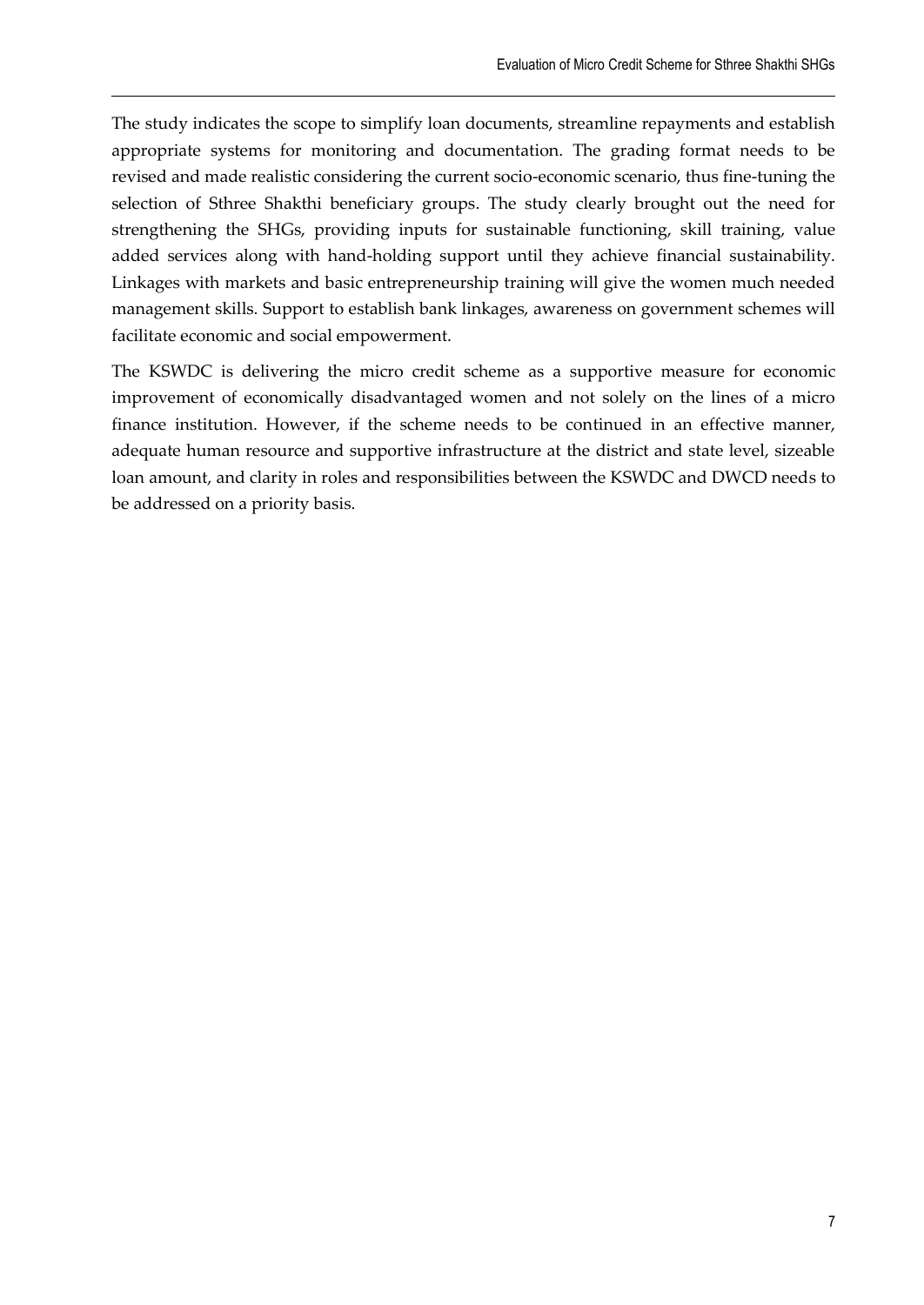The study indicates the scope to simplify loan documents, streamline repayments and establish appropriate systems for monitoring and documentation. The grading format needs to be revised and made realistic considering the current socio-economic scenario, thus fine-tuning the selection of Sthree Shakthi beneficiary groups. The study clearly brought out the need for strengthening the SHGs, providing inputs for sustainable functioning, skill training, value added services along with hand-holding support until they achieve financial sustainability. Linkages with markets and basic entrepreneurship training will give the women much needed management skills. Support to establish bank linkages, awareness on government schemes will facilitate economic and social empowerment.

The KSWDC is delivering the micro credit scheme as a supportive measure for economic improvement of economically disadvantaged women and not solely on the lines of a micro finance institution. However, if the scheme needs to be continued in an effective manner, adequate human resource and supportive infrastructure at the district and state level, sizeable loan amount, and clarity in roles and responsibilities between the KSWDC and DWCD needs to be addressed on a priority basis.